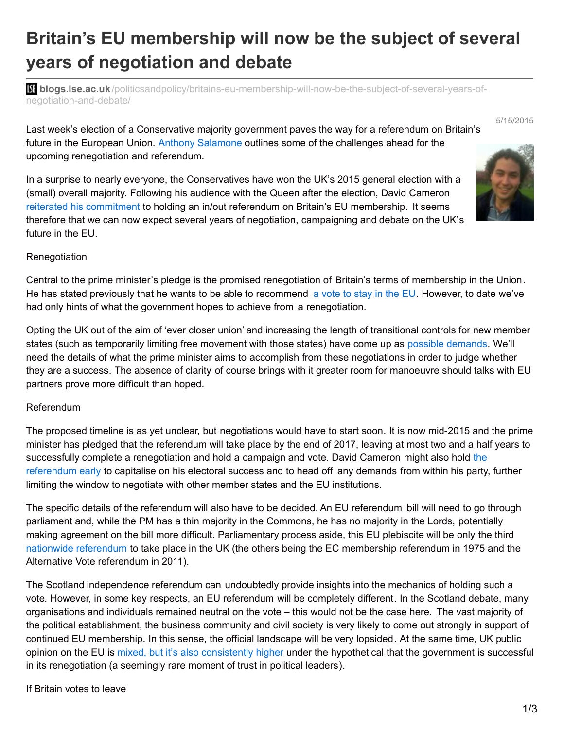# Britain's EU membership will now be the subject of several years of negotiation and debate

**blogs.lse.ac.uk**/politicsandpolicy/britains-eu-membership-will-now-be-the-subject-of-several-years-of-negotiation-and-debate/

5/15/2015

Last week's election of a Conservative majority government paves the way for a referendum on Britain's future in the European Union. Anthony Salamone outlines some of the challenges ahead for the upcoming renegotiation and referendum.

In a surprise to nearly everyone, the Conservatives have won the UK's 2015 general election with a (small) overall majority. Following his audience with the Queen after the election, David Cameron reiterated his commitment to holding an in/out referendum on Britain's EU membership. It seems therefore that we can now expect several years of negotiation, campaigning and debate on the UK's future in the EU.

Renegotiation

Central to the prime minister's pledge is the promised renegotiation of Britain's terms of membership in the Union. He has stated previously that he wants to be able to recommend a vote to stay in the EU. However, to date we've had only hints of what the government hopes to achieve from a renegotiation.

Opting the UK out of the aim of 'ever closer union' and increasing the length of transitional controls for new member states (such as temporarily limiting free movement with those states) have come up as possible demands. We'll need the details of what the prime minister aims to accomplish from these negotiations in order to judge whether they are a success. The absence of clarity of course brings with it greater room for manoeuvre should talks with EU partners prove more difficult than hoped.

Referendum

The proposed timeline is as yet unclear, but negotiations would have to start soon. It is now mid-2015 and the prime minister has pledged that the referendum will take place by the end of 2017, leaving at most two and a half years to successfully complete a renegotiation and hold a campaign and vote. David Cameron might also hold the referendum early to capitalise on his electoral success and to head off any demands from within his party, further limiting the window to negotiate with other member states and the EU institutions.

The specific details of the referendum will also have to be decided. An EU referendum bill will need to go through parliament and, while the PM has a thin majority in the Commons, he has no majority in the Lords, potentially making agreement on the bill more difficult. Parliamentary process aside, this EU plebiscite will be only the third nationwide referendum to take place in the UK (the others being the EC membership referendum in 1975 and the Alternative Vote referendum in 2011).

The Scotland independence referendum can undoubtedly provide insights into the mechanics of holding such a vote. However, in some key respects, an EU referendum will be completely different. In the Scotland debate, many organisations and individuals remained neutral on the vote – this would not be the case here. The vast majority of the political establishment, the business community and civil society is very likely to come out strongly in support of continued EU membership. In this sense, the official landscape will be very lopsided. At the same time, UK public opinion on the EU is mixed, but it's also consistently higher under the hypothetical that the government is successful in its renegotiation (a seemingly rare moment of trust in political leaders).

If Britain votes to leave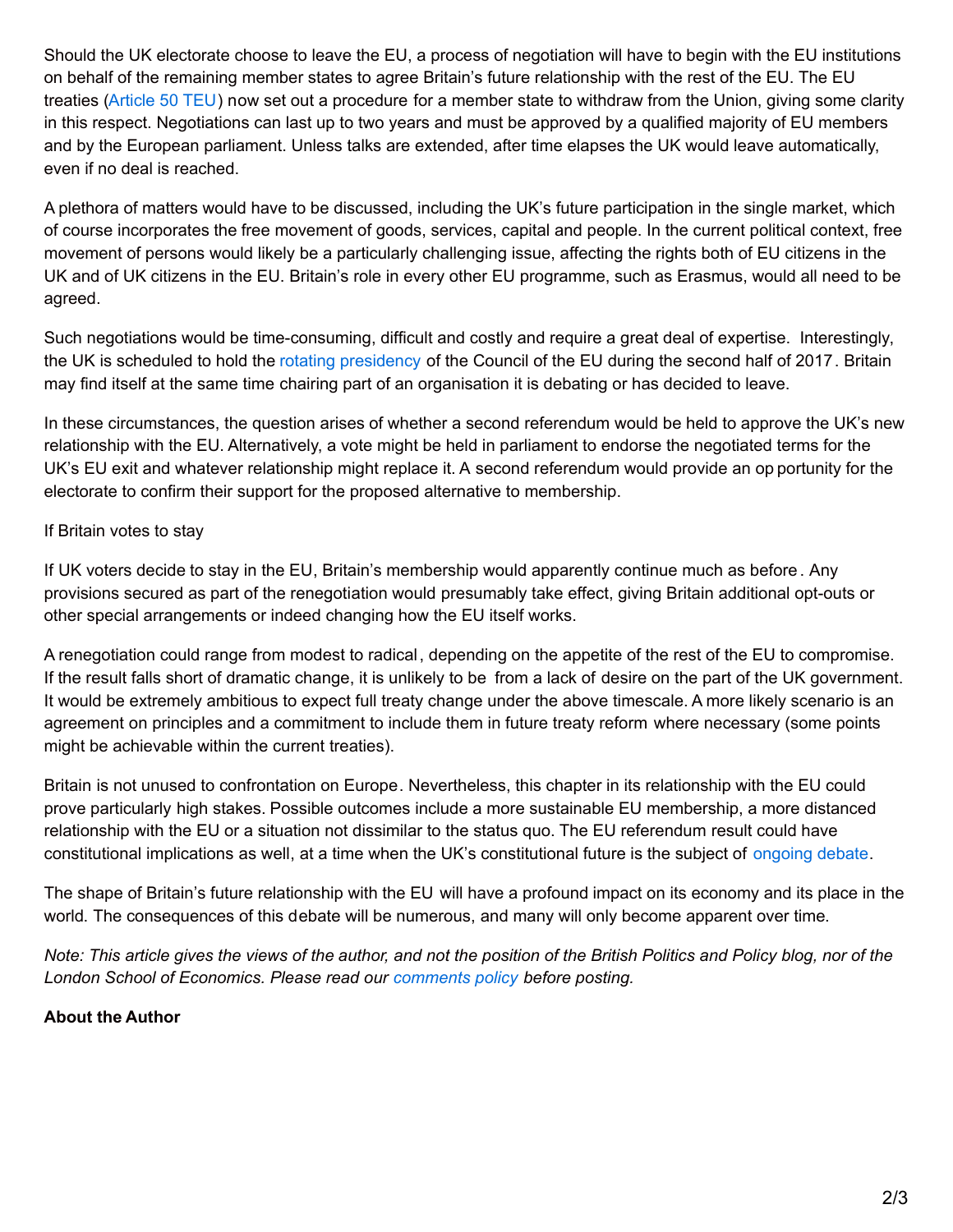Should the UK electorate choose to leave the EU, a process of negotiation will have to begin with the EU institutions on behalf of the remaining member states to agree Britain's future relationship with the rest of the EU. The EU treaties (Article 50 TEU) now set out a procedure for a member state to withdraw from the Union, giving some clarity in this respect. Negotiations can last up to two years and must be approved by a qualified majority of EU members and by the European parliament. Unless talks are extended, after time elapses the UK would leave automatically, even if no deal is reached.

A plethora of matters would have to be discussed, including the UK's future participation in the single market, which of course incorporates the free movement of goods, services, capital and people. In the current political context, free movement of persons would likely be a particularly challenging issue, affecting the rights both of EU citizens in the UK and of UK citizens in the EU. Britain's role in every other EU programme, such as Erasmus, would all need to be agreed.

Such negotiations would be time-consuming, difficult and costly and require a great deal of expertise. Interestingly, the UK is scheduled to hold the rotating presidency of the Council of the EU during the second half of 2017. Britain may find itself at the same time chairing part of an organisation it is debating or has decided to leave.

In these circumstances, the question arises of whether a second referendum would be held to approve the UK's new relationship with the EU. Alternatively, a vote might be held in parliament to endorse the negotiated terms for the UK's EU exit and whatever relationship might replace it. A second referendum would provide an opportunity for the electorate to confirm their support for the proposed alternative to membership.

If Britain votes to stay

If UK voters decide to stay in the EU, Britain's membership would apparently continue much as before. Any provisions secured as part of the renegotiation would presumably take effect, giving Britain additional opt-outs or other special arrangements or indeed changing how the EU itself works.

A renegotiation could range from modest to radical, depending on the appetite of the rest of the EU to compromise. If the result falls short of dramatic change, it is unlikely to be from a lack of desire on the part of the UK government. It would be extremely ambitious to expect full treaty change under the above timescale. A more likely scenario is an agreement on principles and a commitment to include them in future treaty reform where necessary (some points might be achievable within the current treaties).

Britain is not unused to confrontation on Europe. Nevertheless, this chapter in its relationship with the EU could prove particularly high stakes. Possible outcomes include a more sustainable EU membership, a more distanced relationship with the EU or a situation not dissimilar to the status quo. The EU referendum result could have constitutional implications as well, at a time when the UK's constitutional future is the subject of ongoing debate.

The shape of Britain's future relationship with the EU will have a profound impact on its economy and its place in the world. The consequences of this debate will be numerous, and many will only become apparent over time.

*Note: This article gives the views of the author, and not the position of the British Politics and Policy blog, nor of the London School of Economics. Please read our comments policy before posting.*

**About the Author**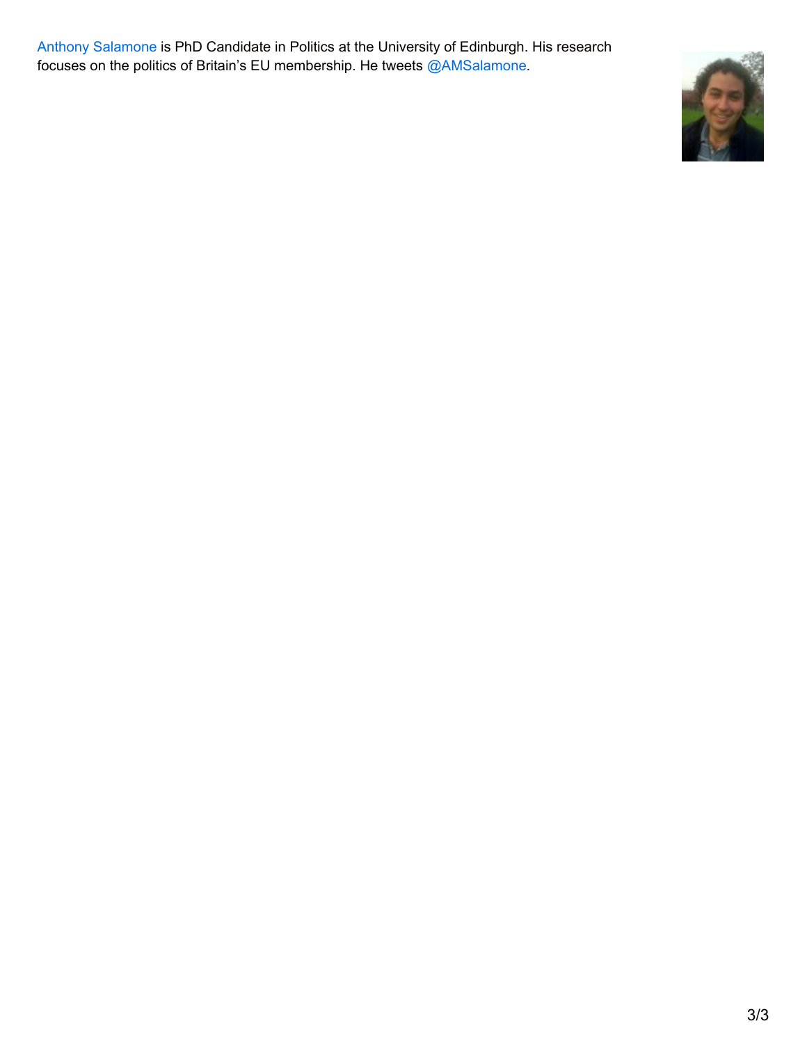Anthony Salamone is PhD Candidate in Politics at the University of Edinburgh. His research focuses on the politics of Britain's EU membership. He tweets @AMSalamone.